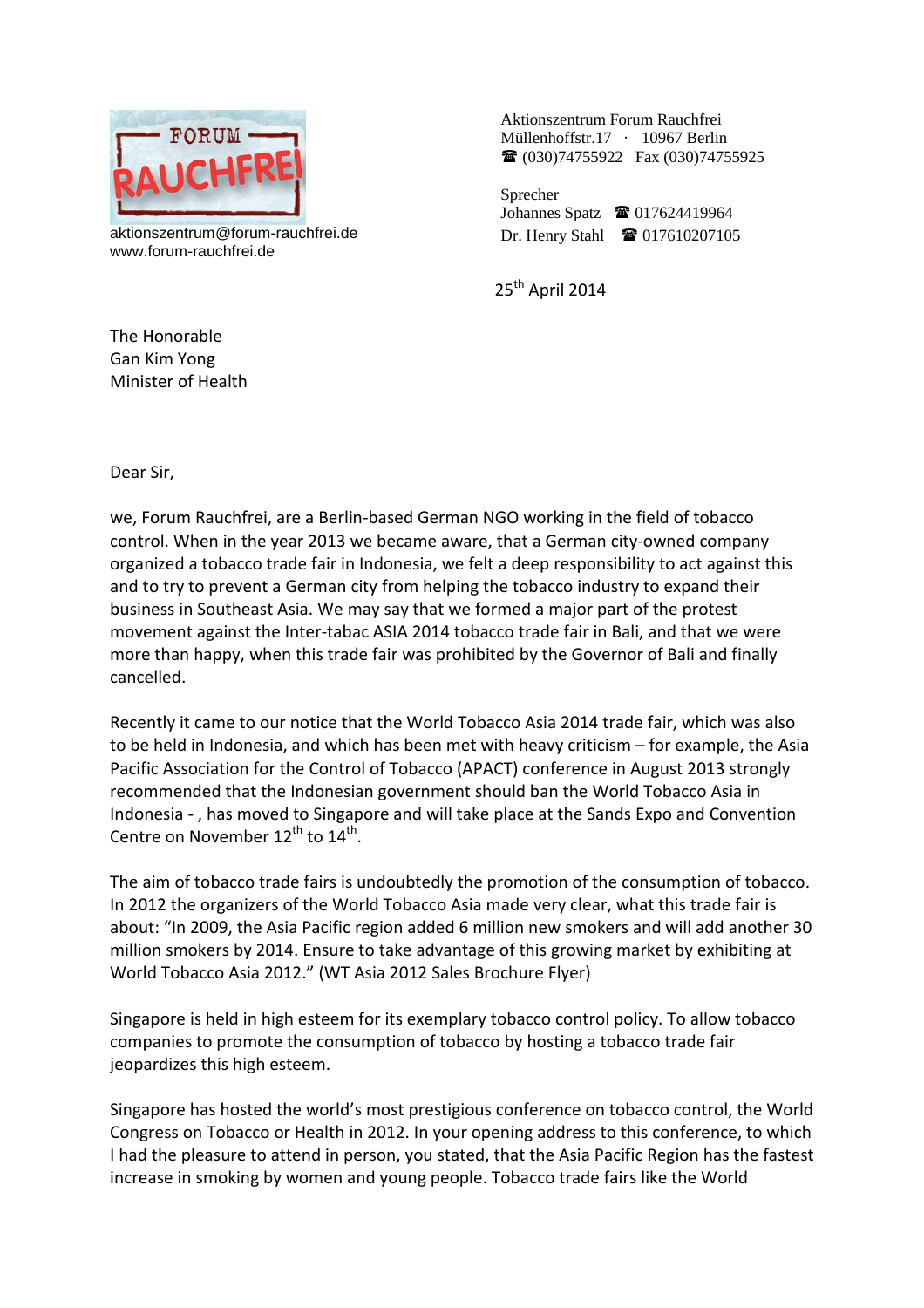FORUM RAUCHFREI

aktionszentrum@forum-rauchfrei.de
www.forum-rauchfrei.de

Aktionszentrum Forum Rauchfrei
Müllenhoffstr.17 · 10967 Berlin
☎ (030)74755922 Fax (030)74755925

Sprecher
Johannes Spatz ☎ 017624419964
Dr. Henry Stahl ☎ 017610207105

25th April 2014

The Honorable
Gan Kim Yong
Minister of Health

Dear Sir,

we, Forum Rauchfrei, are a Berlin-based German NGO working in the field of tobacco control. When in the year 2013 we became aware, that a German city-owned company organized a tobacco trade fair in Indonesia, we felt a deep responsibility to act against this and to try to prevent a German city from helping the tobacco industry to expand their business in Southeast Asia. We may say that we formed a major part of the protest movement against the Inter-tabac ASIA 2014 tobacco trade fair in Bali, and that we were more than happy, when this trade fair was prohibited by the Governor of Bali and finally cancelled.

Recently it came to our notice that the World Tobacco Asia 2014 trade fair, which was also to be held in Indonesia, and which has been met with heavy criticism – for example, the Asia Pacific Association for the Control of Tobacco (APACT) conference in August 2013 strongly recommended that the Indonesian government should ban the World Tobacco Asia in Indonesia - , has moved to Singapore and will take place at the Sands Expo and Convention Centre on November 12th to 14th.

The aim of tobacco trade fairs is undoubtedly the promotion of the consumption of tobacco. In 2012 the organizers of the World Tobacco Asia made very clear, what this trade fair is about: "In 2009, the Asia Pacific region added 6 million new smokers and will add another 30 million smokers by 2014. Ensure to take advantage of this growing market by exhibiting at World Tobacco Asia 2012." (WT Asia 2012 Sales Brochure Flyer)

Singapore is held in high esteem for its exemplary tobacco control policy. To allow tobacco companies to promote the consumption of tobacco by hosting a tobacco trade fair jeopardizes this high esteem.

Singapore has hosted the world's most prestigious conference on tobacco control, the World Congress on Tobacco or Health in 2012. In your opening address to this conference, to which I had the pleasure to attend in person, you stated, that the Asia Pacific Region has the fastest increase in smoking by women and young people. Tobacco trade fairs like the World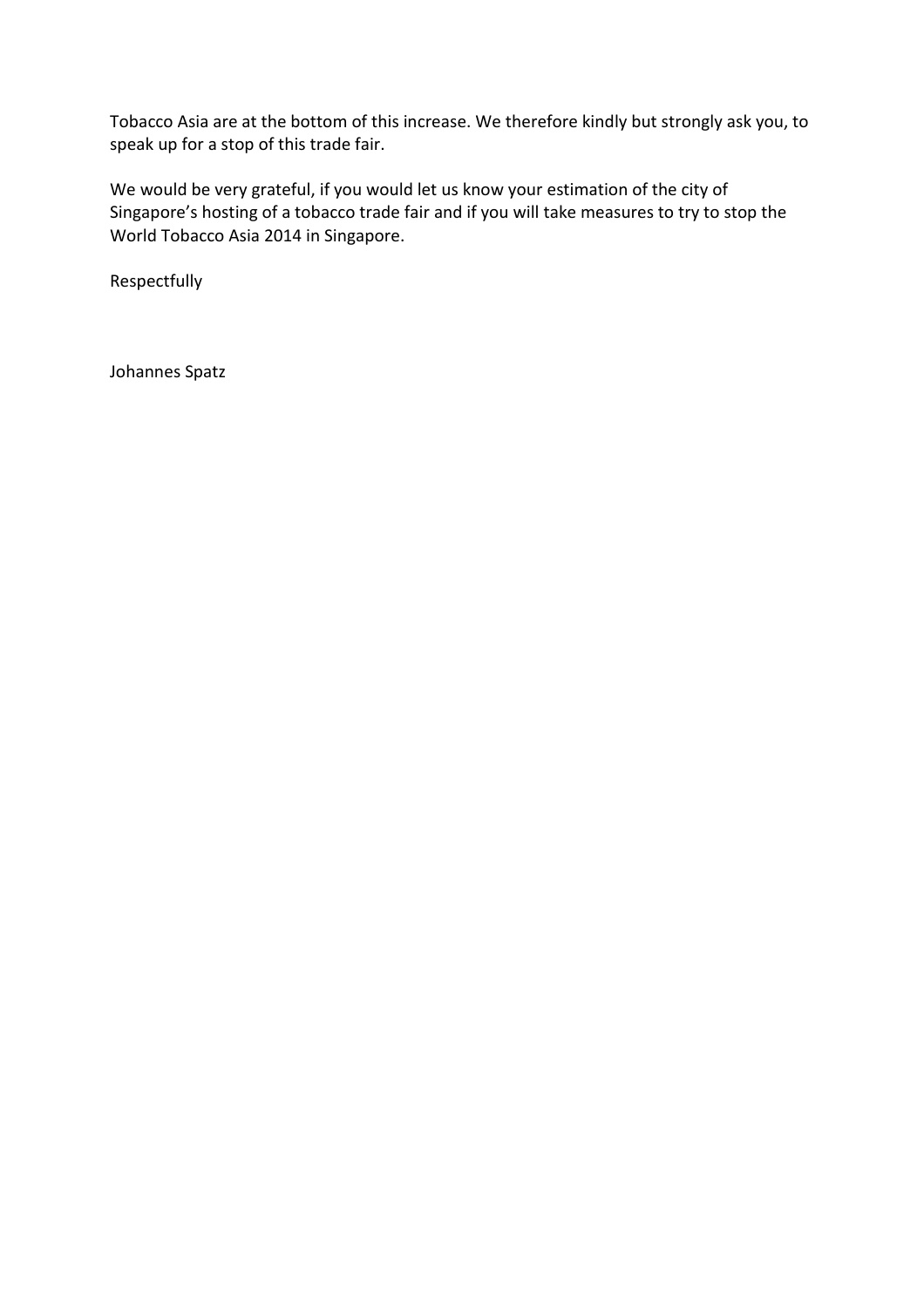Tobacco Asia are at the bottom of this increase. We therefore kindly but strongly ask you, to speak up for a stop of this trade fair.

We would be very grateful, if you would let us know your estimation of the city of Singapore's hosting of a tobacco trade fair and if you will take measures to try to stop the World Tobacco Asia 2014 in Singapore.

Respectfully

Johannes Spatz